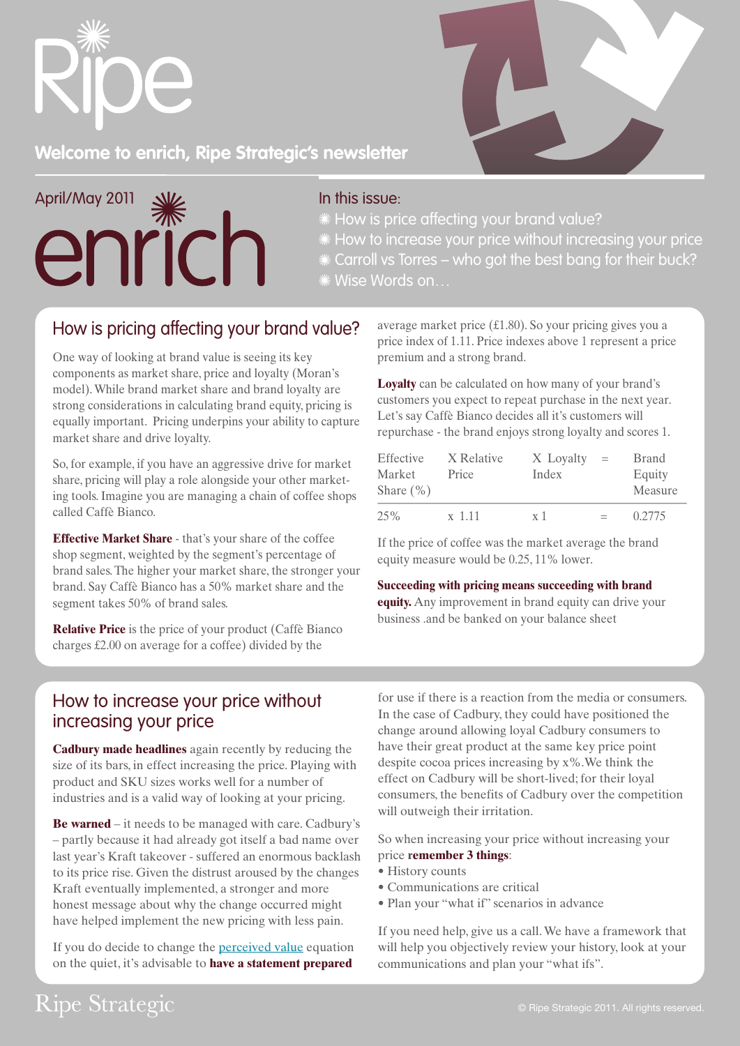# Ripe

**Welcome to enrich, Ripe Strategic's newsletter**

April/May 2011

# enrich

In this issue:
- How is price affecting your brand value?
- How to increase your price without increasing your price
- Carroll vs Torres – who got the best bang for their buck?
- Wise Words on…

## How is pricing affecting your brand value?

One way of looking at brand value is seeing its key components as market share, price and loyalty (Moran's model). While brand market share and brand loyalty are strong considerations in calculating brand equity, pricing is equally important. Pricing underpins your ability to capture market share and drive loyalty.

So, for example, if you have an aggressive drive for market share, pricing will play a role alongside your other marketing tools. Imagine you are managing a chain of coffee shops called Caffè Bianco.

**Effective Market Share** - that's your share of the coffee shop segment, weighted by the segment's percentage of brand sales. The higher your market share, the stronger your brand. Say Caffè Bianco has a 50% market share and the segment takes 50% of brand sales.

**Relative Price** is the price of your product (Caffè Bianco charges £2.00 on average for a coffee) divided by the average market price (£1.80). So your pricing gives you a price index of 1.11. Price indexes above 1 represent a price premium and a strong brand.

**Loyalty** can be calculated on how many of your brand's customers you expect to repeat purchase in the next year. Let's say Caffè Bianco decides all it's customers will repurchase - the brand enjoys strong loyalty and scores 1.

| Effective Market Share (%) | X Relative Price | X Loyalty Index | = | Brand Equity Measure |
|---|---|---|---|---|
| 25% | x 1.11 | x 1 | = | 0.2775 |

If the price of coffee was the market average the brand equity measure would be 0.25, 11% lower.

**Succeeding with pricing means succeeding with brand equity.** Any improvement in brand equity can drive your business .and be banked on your balance sheet

## How to increase your price without increasing your price

**Cadbury made headlines** again recently by reducing the size of its bars, in effect increasing the price. Playing with product and SKU sizes works well for a number of industries and is a valid way of looking at your pricing.

**Be warned** – it needs to be managed with care. Cadbury's – partly because it had already got itself a bad name over last year's Kraft takeover - suffered an enormous backlash to its price rise. Given the distrust aroused by the changes Kraft eventually implemented, a stronger and more honest message about why the change occurred might have helped implement the new pricing with less pain.

If you do decide to change the perceived value equation on the quiet, it's advisable to **have a statement prepared** for use if there is a reaction from the media or consumers. In the case of Cadbury, they could have positioned the change around allowing loyal Cadbury consumers to have their great product at the same key price point despite cocoa prices increasing by x%. We think the effect on Cadbury will be short-lived; for their loyal consumers, the benefits of Cadbury over the competition will outweigh their irritation.

So when increasing your price without increasing your price **remember 3 things**:
- History counts
- Communications are critical
- Plan your "what if" scenarios in advance

If you need help, give us a call. We have a framework that will help you objectively review your history, look at your communications and plan your "what ifs".

Ripe Strategic

© Ripe Strategic 2011. All rights reserved.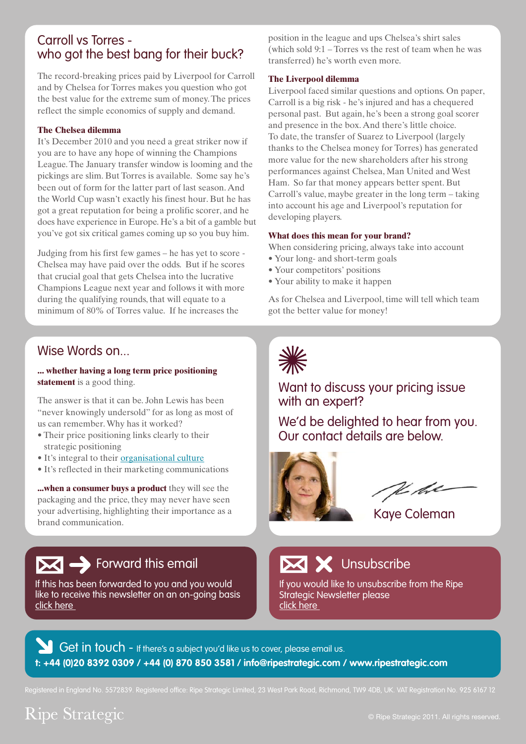## Carroll vs Torres - who got the best bang for their buck?

The record-breaking prices paid by Liverpool for Carroll and by Chelsea for Torres makes you question who got the best value for the extreme sum of money. The prices reflect the simple economics of supply and demand.

**The Chelsea dilemma**

It's December 2010 and you need a great striker now if you are to have any hope of winning the Champions League. The January transfer window is looming and the pickings are slim. But Torres is available. Some say he's been out of form for the latter part of last season. And the World Cup wasn't exactly his finest hour. But he has got a great reputation for being a prolific scorer, and he does have experience in Europe. He's a bit of a gamble but you've got six critical games coming up so you buy him.

Judging from his first few games – he has yet to score - Chelsea may have paid over the odds. But if he scores that crucial goal that gets Chelsea into the lucrative Champions League next year and follows it with more during the qualifying rounds, that will equate to a minimum of 80% of Torres value. If he increases the position in the league and ups Chelsea's shirt sales (which sold 9:1 – Torres vs the rest of team when he was transferred) he's worth even more.

**The Liverpool dilemma**

Liverpool faced similar questions and options. On paper, Carroll is a big risk - he's injured and has a chequered personal past. But again, he's been a strong goal scorer and presence in the box. And there's little choice. To date, the transfer of Suarez to Liverpool (largely thanks to the Chelsea money for Torres) has generated more value for the new shareholders after his strong performances against Chelsea, Man United and West Ham. So far that money appears better spent. But Carroll's value, maybe greater in the long term – taking into account his age and Liverpool's reputation for developing players.

**What does this mean for your brand?**

When considering pricing, always take into account

- Your long- and short-term goals
- Your competitors' positions
- Your ability to make it happen

As for Chelsea and Liverpool, time will tell which team got the better value for money!

## Wise Words on...

**... whether having a long term price positioning statement** is a good thing.

The answer is that it can be. John Lewis has been "never knowingly undersold" for as long as most of us can remember. Why has it worked?

- Their price positioning links clearly to their strategic positioning
- It's integral to their organisational culture
- It's reflected in their marketing communications

**...when a consumer buys a product** they will see the packaging and the price, they may never have seen your advertising, highlighting their importance as a brand communication.

## Want to discuss your pricing issue with an expert?

We'd be delighted to hear from you. Our contact details are below.

Kaye Coleman

## Forward this email

If this has been forwarded to you and you would like to receive this newsletter on an on-going basis click here

## Unsubscribe

If you would like to unsubscribe from the Ripe Strategic Newsletter please click here

## Get in touch - If there's a subject you'd like us to cover, please email us.

**t: +44 (0)20 8392 0309 / +44 (0) 870 850 3581 / info@ripestrategic.com / www.ripestrategic.com**

Registered in England No. 5572839. Registered office: Ripe Strategic Limited, 23 West Park Road, Richmond, TW9 4DB, UK. VAT Registration No. 925 6167 12

Ripe Strategic

© Ripe Strategic 2011. All rights reserved.